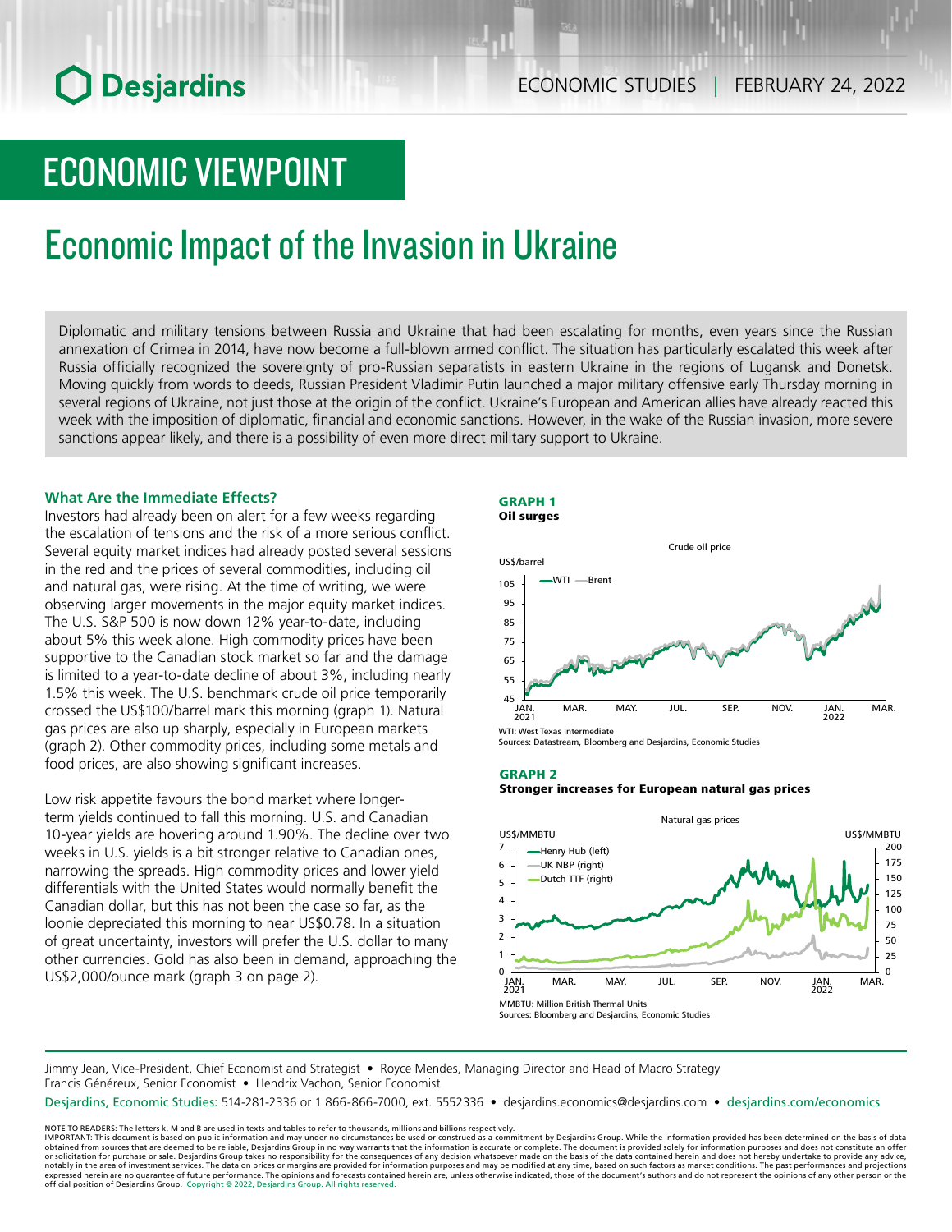# ECONOMIC VIEWPOINT

## Economic Impact of the Invasion in Ukraine

Diplomatic and military tensions between Russia and Ukraine that had been escalating for months, even years since the Russian annexation of Crimea in 2014, have now become a full-blown armed conflict. The situation has particularly escalated this week after Russia officially recognized the sovereignty of pro-Russian separatists in eastern Ukraine in the regions of Lugansk and Donetsk. Moving quickly from words to deeds, Russian President Vladimir Putin launched a major military offensive early Thursday morning in several regions of Ukraine, not just those at the origin of the conflict. Ukraine's European and American allies have already reacted this week with the imposition of diplomatic, financial and economic sanctions. However, in the wake of the Russian invasion, more severe sanctions appear likely, and there is a possibility of even more direct military support to Ukraine.

### What Are the Immediate Effects?

Investors had already been on alert for a few weeks regarding the escalation of tensions and the risk of a more serious conflict. Several equity market indices had already posted several sessions in the red and the prices of several commodities, including oil and natural gas, were rising. At the time of writing, we were observing larger movements in the major equity market indices. The U.S. S&P 500 is now down 12% year-to-date, including about 5% this week alone. High commodity prices have been supportive to the Canadian stock market so far and the damage is limited to a year-to-date decline of about 3%, including nearly 1.5% this week. The U.S. benchmark crude oil price temporarily crossed the US$100/barrel mark this morning (graph 1). Natural gas prices are also up sharply, especially in European markets (graph 2). Other commodity prices, including some metals and food prices, are also showing significant increases.

Low risk appetite favours the bond market where longer-term yields continued to fall this morning. U.S. and Canadian 10-year yields are hovering around 1.90%. The decline over two weeks in U.S. yields is a bit stronger relative to Canadian ones, narrowing the spreads. High commodity prices and lower yield differentials with the United States would normally benefit the Canadian dollar, but this has not been the case so far, as the loonie depreciated this morning to near US$0.78. In a situation of great uncertainty, investors will prefer the U.S. dollar to many other currencies. Gold has also been in demand, approaching the US$2,000/ounce mark (graph 3 on page 2).

**GRAPH 1**
**Oil surges**

WTI: West Texas Intermediate
Sources: Datastream, Bloomberg and Desjardins, Economic Studies

**GRAPH 2**
**Stronger increases for European natural gas prices**

MMBTU: Million British Thermal Units
Sources: Bloomberg and Desjardins, Economic Studies

Jimmy Jean, Vice-President, Chief Economist and Strategist • Royce Mendes, Managing Director and Head of Macro Strategy
Francis Généreux, Senior Economist • Hendrix Vachon, Senior Economist

Desjardins, Economic Studies: 514-281-2336 or 1 866-866-7000, ext. 5552336 • desjardins.economics@desjardins.com • desjardins.com/economics

NOTE TO READERS: The letters k, M and B are used in texts and tables to refer to thousands, millions and billions respectively.
IMPORTANT: This document is based on public information and may under no circumstances be used or construed as a commitment by Desjardins Group. While the information provided has been determined on the basis of data obtained from sources that are deemed to be reliable, Desjardins Group in no way warrants that the information is accurate or complete. The document is provided solely for information purposes and does not constitute an offer or solicitation for purchase or sale. Desjardins Group takes no responsibility for the consequences of any decision whatsoever made on the basis of the data contained herein and does not hereby undertake to provide any advice, notably in the area of investment services. The data on prices or margins are provided for information purposes and may be modified at any time, based on such factors as market conditions. The past performances and projections expressed herein are no guarantee of future performance. The opinions and forecasts contained herein are, unless otherwise indicated, those of the document's authors and do not represent the opinions of any other person or the official position of Desjardins Group. Copyright © 2022, Desjardins Group. All rights reserved.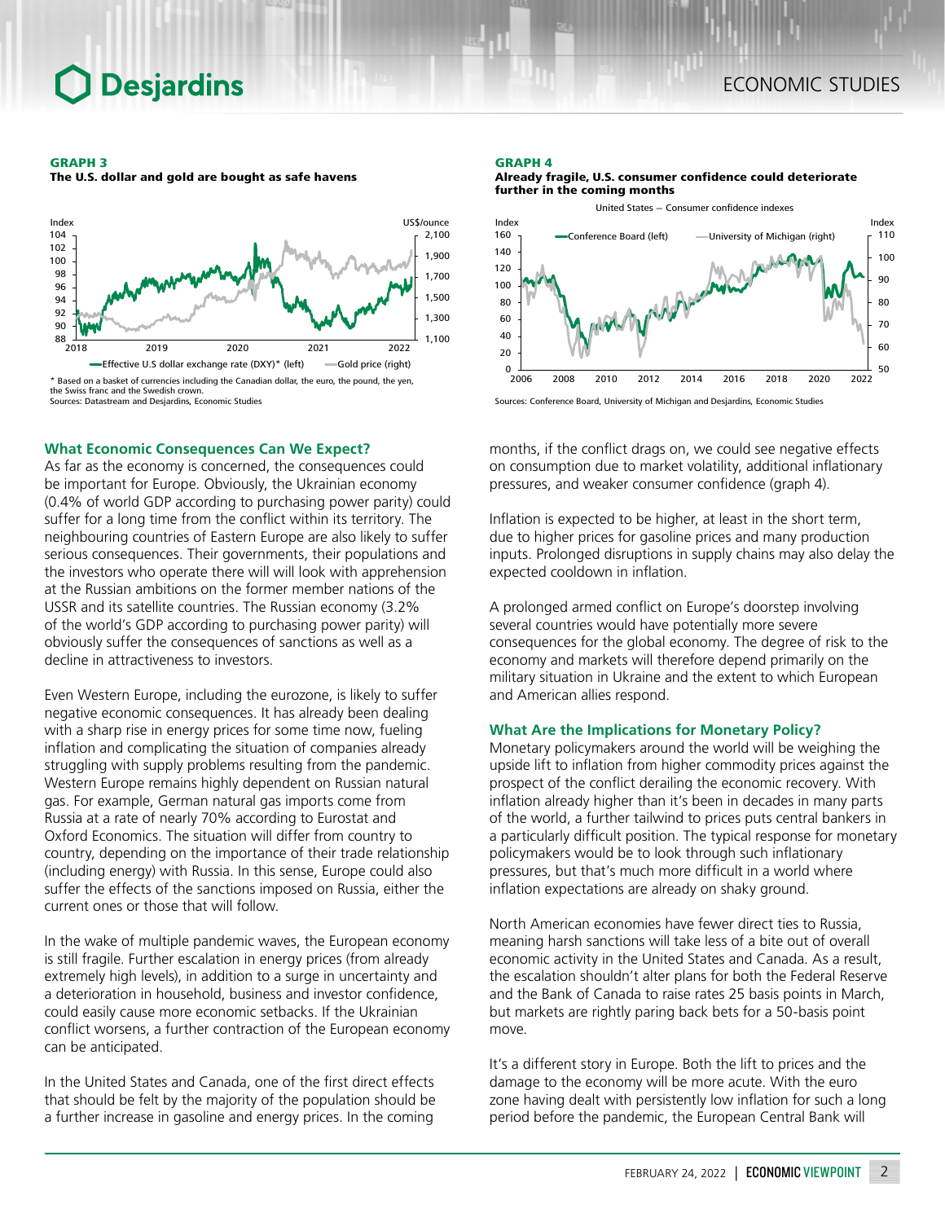**GRAPH 3**
**The U.S. dollar and gold are bought as safe havens**

Effective U.S dollar exchange rate (DXY)* (left) — Gold price (right)

* Based on a basket of currencies including the Canadian dollar, the euro, the pound, the yen, the Swiss franc and the Swedish crown.
Sources: Datastream and Desjardins, Economic Studies

**GRAPH 4**
**Already fragile, U.S. consumer confidence could deteriorate further in the coming months**

United States – Consumer confidence indexes

Conference Board (left) — University of Michigan (right)

Sources: Conference Board, University of Michigan and Desjardins, Economic Studies

### What Economic Consequences Can We Expect?

As far as the economy is concerned, the consequences could be important for Europe. Obviously, the Ukrainian economy (0.4% of world GDP according to purchasing power parity) could suffer for a long time from the conflict within its territory. The neighbouring countries of Eastern Europe are also likely to suffer serious consequences. Their governments, their populations and the investors who operate there will will look with apprehension at the Russian ambitions on the former member nations of the USSR and its satellite countries. The Russian economy (3.2% of the world's GDP according to purchasing power parity) will obviously suffer the consequences of sanctions as well as a decline in attractiveness to investors.

Even Western Europe, including the eurozone, is likely to suffer negative economic consequences. It has already been dealing with a sharp rise in energy prices for some time now, fueling inflation and complicating the situation of companies already struggling with supply problems resulting from the pandemic. Western Europe remains highly dependent on Russian natural gas. For example, German natural gas imports come from Russia at a rate of nearly 70% according to Eurostat and Oxford Economics. The situation will differ from country to country, depending on the importance of their trade relationship (including energy) with Russia. In this sense, Europe could also suffer the effects of the sanctions imposed on Russia, either the current ones or those that will follow.

In the wake of multiple pandemic waves, the European economy is still fragile. Further escalation in energy prices (from already extremely high levels), in addition to a surge in uncertainty and a deterioration in household, business and investor confidence, could easily cause more economic setbacks. If the Ukrainian conflict worsens, a further contraction of the European economy can be anticipated.

In the United States and Canada, one of the first direct effects that should be felt by the majority of the population should be a further increase in gasoline and energy prices. In the coming months, if the conflict drags on, we could see negative effects on consumption due to market volatility, additional inflationary pressures, and weaker consumer confidence (graph 4).

Inflation is expected to be higher, at least in the short term, due to higher prices for gasoline prices and many production inputs. Prolonged disruptions in supply chains may also delay the expected cooldown in inflation.

A prolonged armed conflict on Europe's doorstep involving several countries would have potentially more severe consequences for the global economy. The degree of risk to the economy and markets will therefore depend primarily on the military situation in Ukraine and the extent to which European and American allies respond.

### What Are the Implications for Monetary Policy?

Monetary policymakers around the world will be weighing the upside lift to inflation from higher commodity prices against the prospect of the conflict derailing the economic recovery. With inflation already higher than it's been in decades in many parts of the world, a further tailwind to prices puts central bankers in a particularly difficult position. The typical response for monetary policymakers would be to look through such inflationary pressures, but that's much more difficult in a world where inflation expectations are already on shaky ground.

North American economies have fewer direct ties to Russia, meaning harsh sanctions will take less of a bite out of overall economic activity in the United States and Canada. As a result, the escalation shouldn't alter plans for both the Federal Reserve and the Bank of Canada to raise rates 25 basis points in March, but markets are rightly paring back bets for a 50-basis point move.

It's a different story in Europe. Both the lift to prices and the damage to the economy will be more acute. With the euro zone having dealt with persistently low inflation for such a long period before the pandemic, the European Central Bank will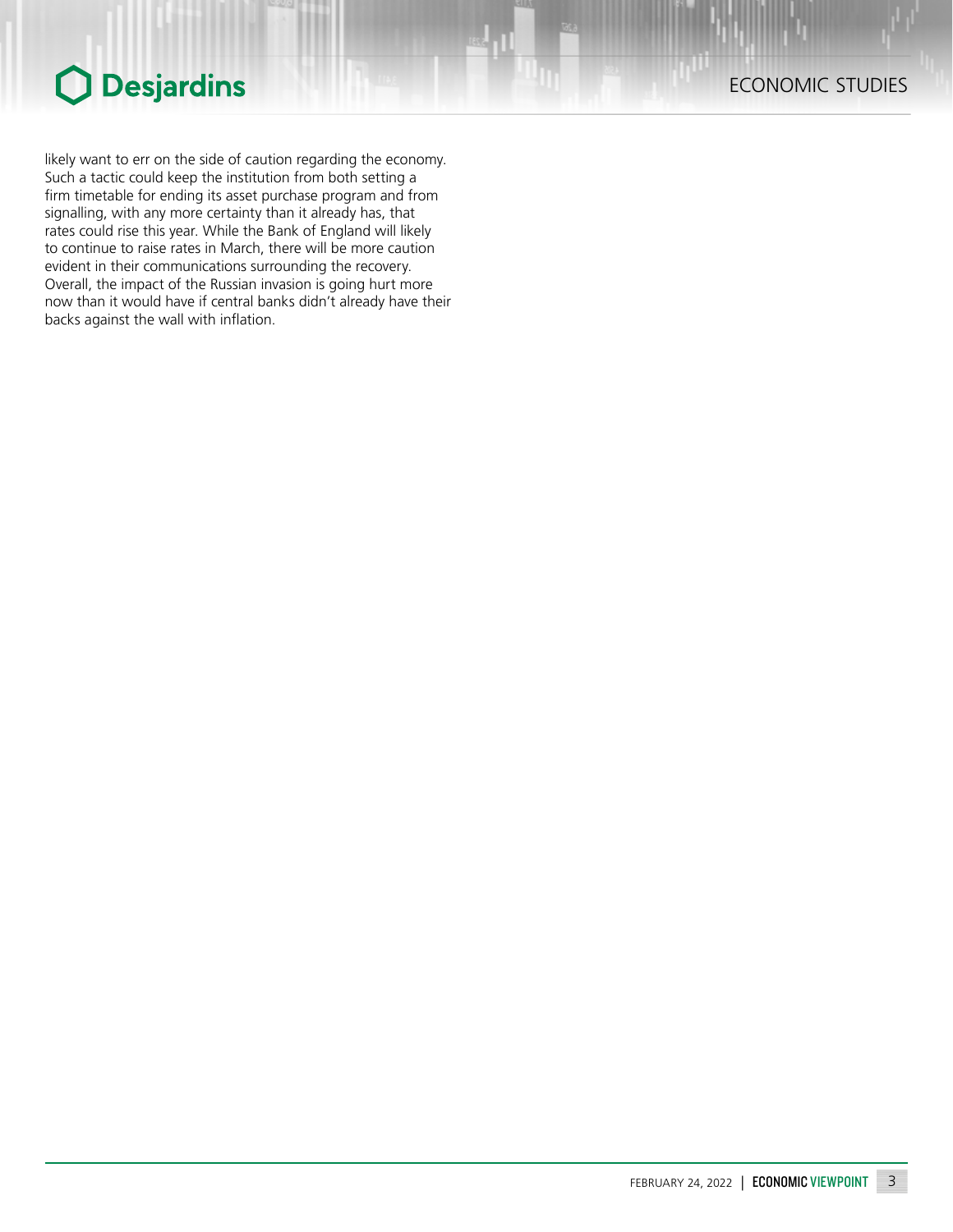likely want to err on the side of caution regarding the economy. Such a tactic could keep the institution from both setting a firm timetable for ending its asset purchase program and from signalling, with any more certainty than it already has, that rates could rise this year. While the Bank of England will likely to continue to raise rates in March, there will be more caution evident in their communications surrounding the recovery. Overall, the impact of the Russian invasion is going hurt more now than it would have if central banks didn't already have their backs against the wall with inflation.